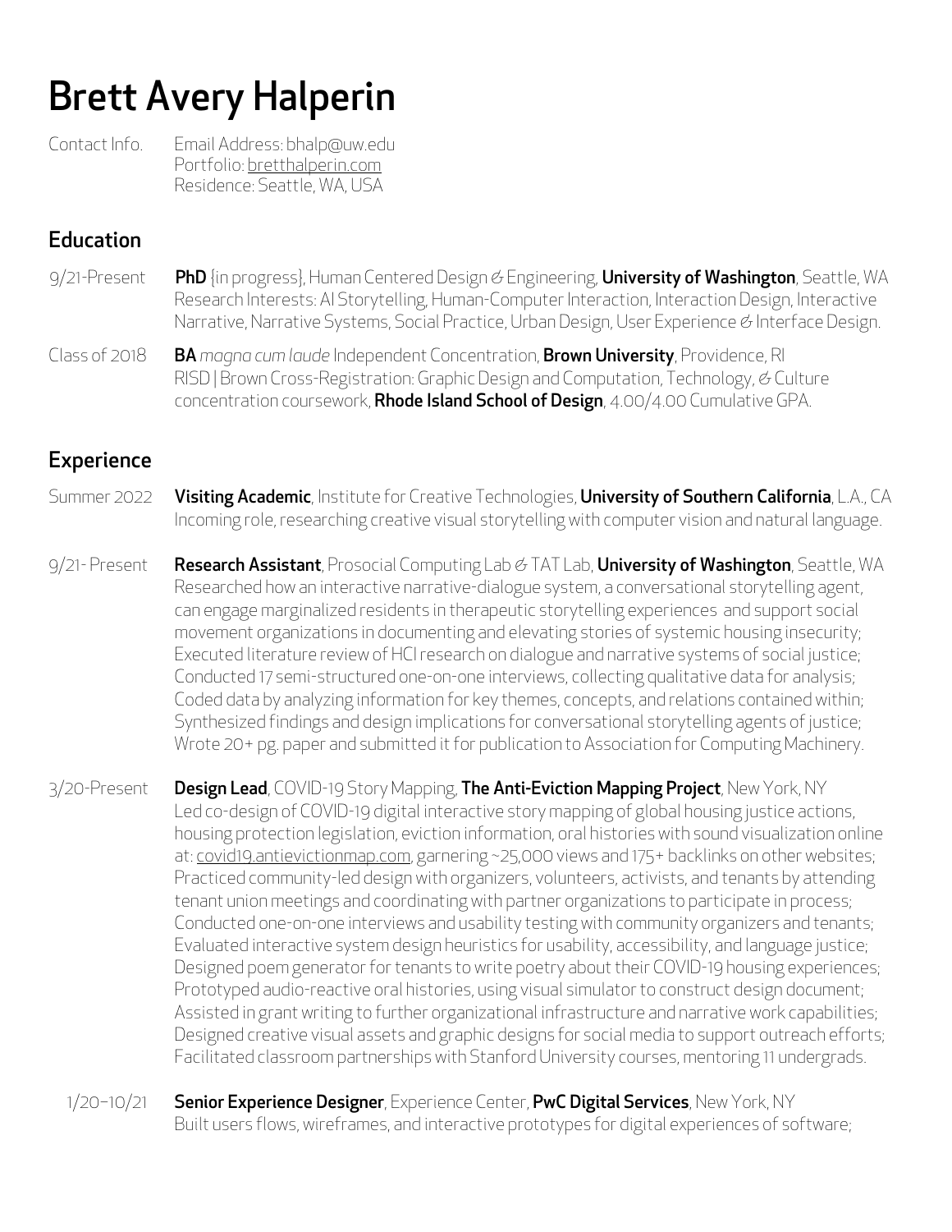# Brett Avery Halperin

Contact Info. Email Address: bhalp@uw.edu
Portfolio: bretthalperin.com
Residence: Seattle, WA, USA

## Education

9/21-Present **PhD** {in progress}, Human Centered Design & Engineering, **University of Washington**, Seattle, WA
Research Interests: AI Storytelling, Human-Computer Interaction, Interaction Design, Interactive Narrative, Narrative Systems, Social Practice, Urban Design, User Experience & Interface Design.

Class of 2018 **BA** *magna cum laude* Independent Concentration, **Brown University**, Providence, RI
RISD | Brown Cross-Registration: Graphic Design and Computation, Technology, & Culture concentration coursework, **Rhode Island School of Design**, 4.00/4.00 Cumulative GPA.

## Experience

Summer 2022 **Visiting Academic**, Institute for Creative Technologies, **University of Southern California**, L.A., CA
Incoming role, researching creative visual storytelling with computer vision and natural language.

9/21- Present **Research Assistant**, Prosocial Computing Lab & TAT Lab, **University of Washington**, Seattle, WA
Researched how an interactive narrative-dialogue system, a conversational storytelling agent, can engage marginalized residents in therapeutic storytelling experiences and support social movement organizations in documenting and elevating stories of systemic housing insecurity;
Executed literature review of HCI research on dialogue and narrative systems of social justice;
Conducted 17 semi-structured one-on-one interviews, collecting qualitative data for analysis;
Coded data by analyzing information for key themes, concepts, and relations contained within;
Synthesized findings and design implications for conversational storytelling agents of justice;
Wrote 20+ pg. paper and submitted it for publication to Association for Computing Machinery.

3/20-Present **Design Lead**, COVID-19 Story Mapping, **The Anti-Eviction Mapping Project**, New York, NY
Led co-design of COVID-19 digital interactive story mapping of global housing justice actions, housing protection legislation, eviction information, oral histories with sound visualization online at: covid19.antievictionmap.com, garnering ~25,000 views and 175+ backlinks on other websites;
Practiced community-led design with organizers, volunteers, activists, and tenants by attending tenant union meetings and coordinating with partner organizations to participate in process;
Conducted one-on-one interviews and usability testing with community organizers and tenants;
Evaluated interactive system design heuristics for usability, accessibility, and language justice;
Designed poem generator for tenants to write poetry about their COVID-19 housing experiences;
Prototyped audio-reactive oral histories, using visual simulator to construct design document;
Assisted in grant writing to further organizational infrastructure and narrative work capabilities;
Designed creative visual assets and graphic designs for social media to support outreach efforts;
Facilitated classroom partnerships with Stanford University courses, mentoring 11 undergrads.

1/20–10/21 **Senior Experience Designer**, Experience Center, **PwC Digital Services**, New York, NY
Built users flows, wireframes, and interactive prototypes for digital experiences of software;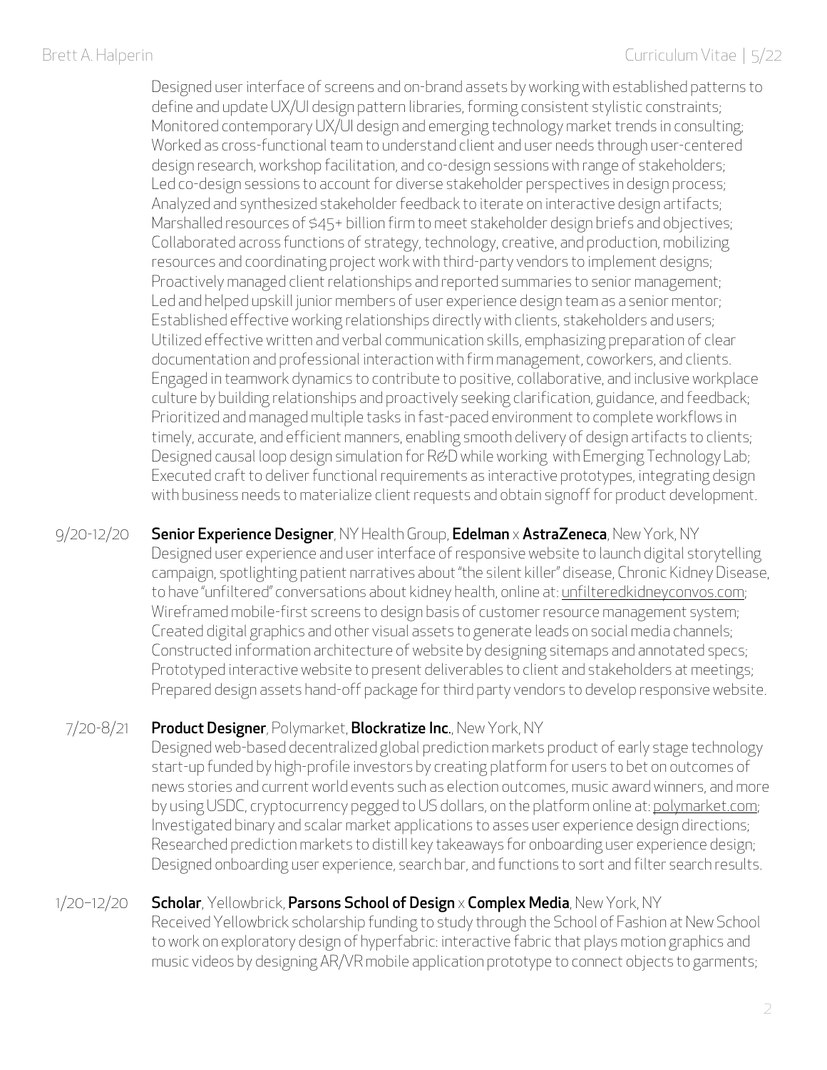Designed user interface of screens and on-brand assets by working with established patterns to define and update UX/UI design pattern libraries, forming consistent stylistic constraints;
Monitored contemporary UX/UI design and emerging technology market trends in consulting;
Worked as cross-functional team to understand client and user needs through user-centered design research, workshop facilitation, and co-design sessions with range of stakeholders;
Led co-design sessions to account for diverse stakeholder perspectives in design process;
Analyzed and synthesized stakeholder feedback to iterate on interactive design artifacts;
Marshalled resources of $45+ billion firm to meet stakeholder design briefs and objectives;
Collaborated across functions of strategy, technology, creative, and production, mobilizing resources and coordinating project work with third-party vendors to implement designs;
Proactively managed client relationships and reported summaries to senior management;
Led and helped upskill junior members of user experience design team as a senior mentor;
Established effective working relationships directly with clients, stakeholders and users;
Utilized effective written and verbal communication skills, emphasizing preparation of clear documentation and professional interaction with firm management, coworkers, and clients.
Engaged in teamwork dynamics to contribute to positive, collaborative, and inclusive workplace culture by building relationships and proactively seeking clarification, guidance, and feedback;
Prioritized and managed multiple tasks in fast-paced environment to complete workflows in timely, accurate, and efficient manners, enabling smooth delivery of design artifacts to clients;
Designed causal loop design simulation for R&D while working with Emerging Technology Lab;
Executed craft to deliver functional requirements as interactive prototypes, integrating design with business needs to materialize client requests and obtain signoff for product development.

9/20-12/20 **Senior Experience Designer**, NY Health Group, **Edelman** x **AstraZeneca**, New York, NY
Designed user experience and user interface of responsive website to launch digital storytelling campaign, spotlighting patient narratives about "the silent killer" disease, Chronic Kidney Disease, to have "unfiltered" conversations about kidney health, online at: unfilteredkidneyconvos.com;
Wireframed mobile-first screens to design basis of customer resource management system;
Created digital graphics and other visual assets to generate leads on social media channels;
Constructed information architecture of website by designing sitemaps and annotated specs;
Prototyped interactive website to present deliverables to client and stakeholders at meetings;
Prepared design assets hand-off package for third party vendors to develop responsive website.

7/20-8/21 **Product Designer**, Polymarket, **Blockratize Inc.**, New York, NY
Designed web-based decentralized global prediction markets product of early stage technology start-up funded by high-profile investors by creating platform for users to bet on outcomes of news stories and current world events such as election outcomes, music award winners, and more by using USDC, cryptocurrency pegged to US dollars, on the platform online at: polymarket.com;
Investigated binary and scalar market applications to asses user experience design directions;
Researched prediction markets to distill key takeaways for onboarding user experience design;
Designed onboarding user experience, search bar, and functions to sort and filter search results.

1/20–12/20 **Scholar**, Yellowbrick, **Parsons School of Design** x **Complex Media**, New York, NY
Received Yellowbrick scholarship funding to study through the School of Fashion at New School to work on exploratory design of hyperfabric: interactive fabric that plays motion graphics and music videos by designing AR/VR mobile application prototype to connect objects to garments;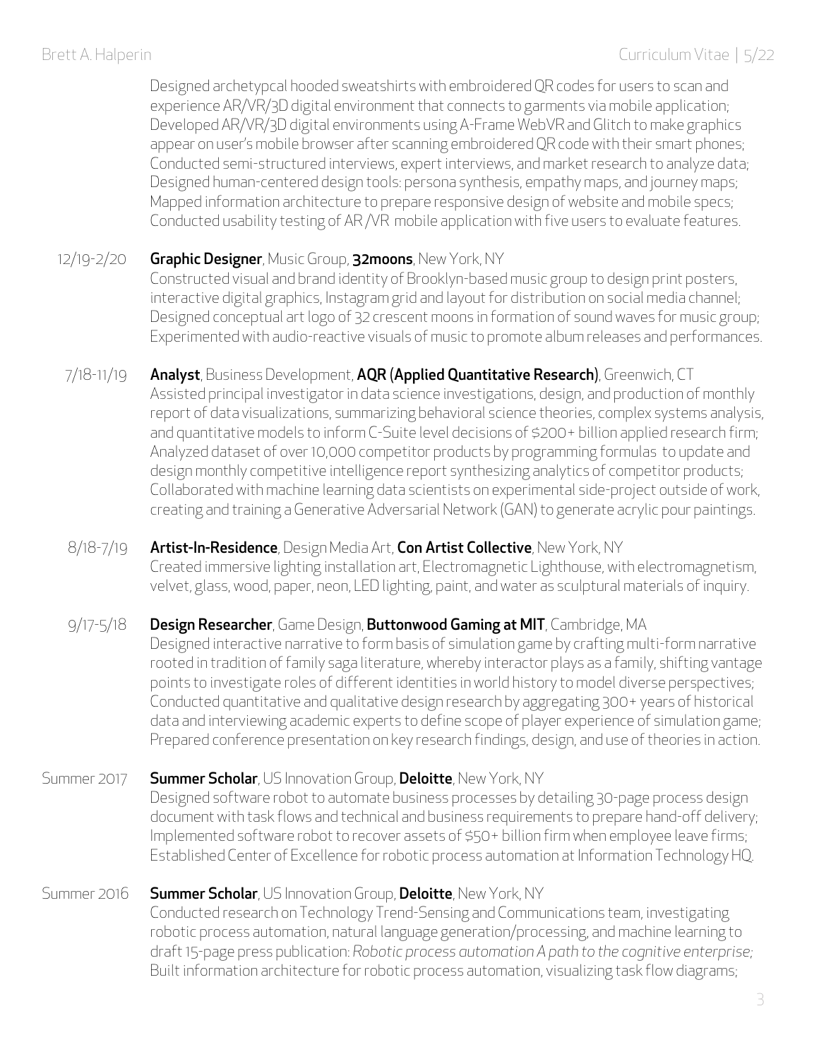Designed archetypcal hooded sweatshirts with embroidered QR codes for users to scan and experience AR/VR/3D digital environment that connects to garments via mobile application;
Developed AR/VR/3D digital environments using A-Frame WebVR and Glitch to make graphics appear on user's mobile browser after scanning embroidered QR code with their smart phones;
Conducted semi-structured interviews, expert interviews, and market research to analyze data;
Designed human-centered design tools: persona synthesis, empathy maps, and journey maps;
Mapped information architecture to prepare responsive design of website and mobile specs;
Conducted usability testing of AR /VR mobile application with five users to evaluate features.

12/19-2/20 **Graphic Designer**, Music Group, **32moons**, New York, NY
Constructed visual and brand identity of Brooklyn-based music group to design print posters, interactive digital graphics, Instagram grid and layout for distribution on social media channel;
Designed conceptual art logo of 32 crescent moons in formation of sound waves for music group;
Experimented with audio-reactive visuals of music to promote album releases and performances.

7/18-11/19 **Analyst**, Business Development, **AQR (Applied Quantitative Research)**, Greenwich, CT
Assisted principal investigator in data science investigations, design, and production of monthly report of data visualizations, summarizing behavioral science theories, complex systems analysis, and quantitative models to inform C-Suite level decisions of $200+ billion applied research firm;
Analyzed dataset of over 10,000 competitor products by programming formulas to update and design monthly competitive intelligence report synthesizing analytics of competitor products;
Collaborated with machine learning data scientists on experimental side-project outside of work, creating and training a Generative Adversarial Network (GAN) to generate acrylic pour paintings.

8/18-7/19 **Artist-In-Residence**, Design Media Art, **Con Artist Collective**, New York, NY
Created immersive lighting installation art, Electromagnetic Lighthouse, with electromagnetism, velvet, glass, wood, paper, neon, LED lighting, paint, and water as sculptural materials of inquiry.

9/17-5/18 **Design Researcher**, Game Design, **Buttonwood Gaming at MIT**, Cambridge, MA
Designed interactive narrative to form basis of simulation game by crafting multi-form narrative rooted in tradition of family saga literature, whereby interactor plays as a family, shifting vantage points to investigate roles of different identities in world history to model diverse perspectives;
Conducted quantitative and qualitative design research by aggregating 300+ years of historical data and interviewing academic experts to define scope of player experience of simulation game;
Prepared conference presentation on key research findings, design, and use of theories in action.

Summer 2017 **Summer Scholar**, US Innovation Group, **Deloitte**, New York, NY
Designed software robot to automate business processes by detailing 30-page process design document with task flows and technical and business requirements to prepare hand-off delivery;
Implemented software robot to recover assets of $50+ billion firm when employee leave firms;
Established Center of Excellence for robotic process automation at Information Technology HQ.

Summer 2016 **Summer Scholar**, US Innovation Group, **Deloitte**, New York, NY
Conducted research on Technology Trend-Sensing and Communications team, investigating robotic process automation, natural language generation/processing, and machine learning to draft 15-page press publication: *Robotic process automation A path to the cognitive enterprise;*
Built information architecture for robotic process automation, visualizing task flow diagrams;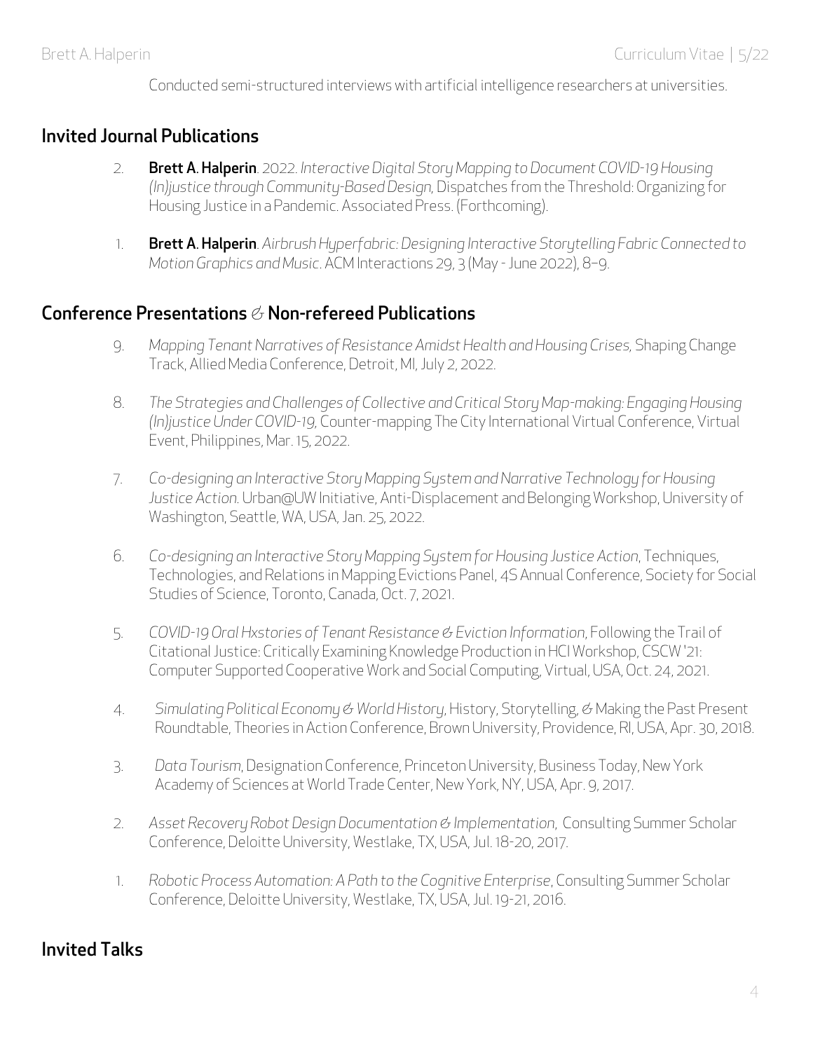Conducted semi-structured interviews with artificial intelligence researchers at universities.

## Invited Journal Publications

2. **Brett A. Halperin**. 2022. *Interactive Digital Story Mapping to Document COVID-19 Housing (In)justice through Community-Based Design*, Dispatches from the Threshold: Organizing for Housing Justice in a Pandemic. Associated Press. (Forthcoming).

1. **Brett A. Halperin**. *Airbrush Hyperfabric: Designing Interactive Storytelling Fabric Connected to Motion Graphics and Music*. ACM Interactions 29, 3 (May - June 2022), 8–9.

## Conference Presentations & Non-refereed Publications

9. *Mapping Tenant Narratives of Resistance Amidst Health and Housing Crises,* Shaping Change Track, Allied Media Conference, Detroit, MI, July 2, 2022.

8. *The Strategies and Challenges of Collective and Critical Story Map-making: Engaging Housing (In)justice Under COVID-19,* Counter-mapping The City International Virtual Conference, Virtual Event, Philippines, Mar. 15, 2022.

7. *Co-designing an Interactive Story Mapping System and Narrative Technology for Housing Justice Action.* Urban@UW Initiative, Anti-Displacement and Belonging Workshop, University of Washington, Seattle, WA, USA, Jan. 25, 2022.

6. *Co-designing an Interactive Story Mapping System for Housing Justice Action*, Techniques, Technologies, and Relations in Mapping Evictions Panel, 4S Annual Conference, Society for Social Studies of Science, Toronto, Canada, Oct. 7, 2021.

5. *COVID-19 Oral Hxstories of Tenant Resistance & Eviction Information*, Following the Trail of Citational Justice: Critically Examining Knowledge Production in HCI Workshop, CSCW '21: Computer Supported Cooperative Work and Social Computing, Virtual, USA, Oct. 24, 2021.

4. *Simulating Political Economy & World History*, History, Storytelling, & Making the Past Present Roundtable, Theories in Action Conference, Brown University, Providence, RI, USA, Apr. 30, 2018.

3. *Data Tourism*, Designation Conference, Princeton University, Business Today, New York Academy of Sciences at World Trade Center, New York, NY, USA, Apr. 9, 2017.

2. *Asset Recovery Robot Design Documentation & Implementation*, Consulting Summer Scholar Conference, Deloitte University, Westlake, TX, USA, Jul. 18-20, 2017.

1. *Robotic Process Automation: A Path to the Cognitive Enterprise*, Consulting Summer Scholar Conference, Deloitte University, Westlake, TX, USA, Jul. 19-21, 2016.

## Invited Talks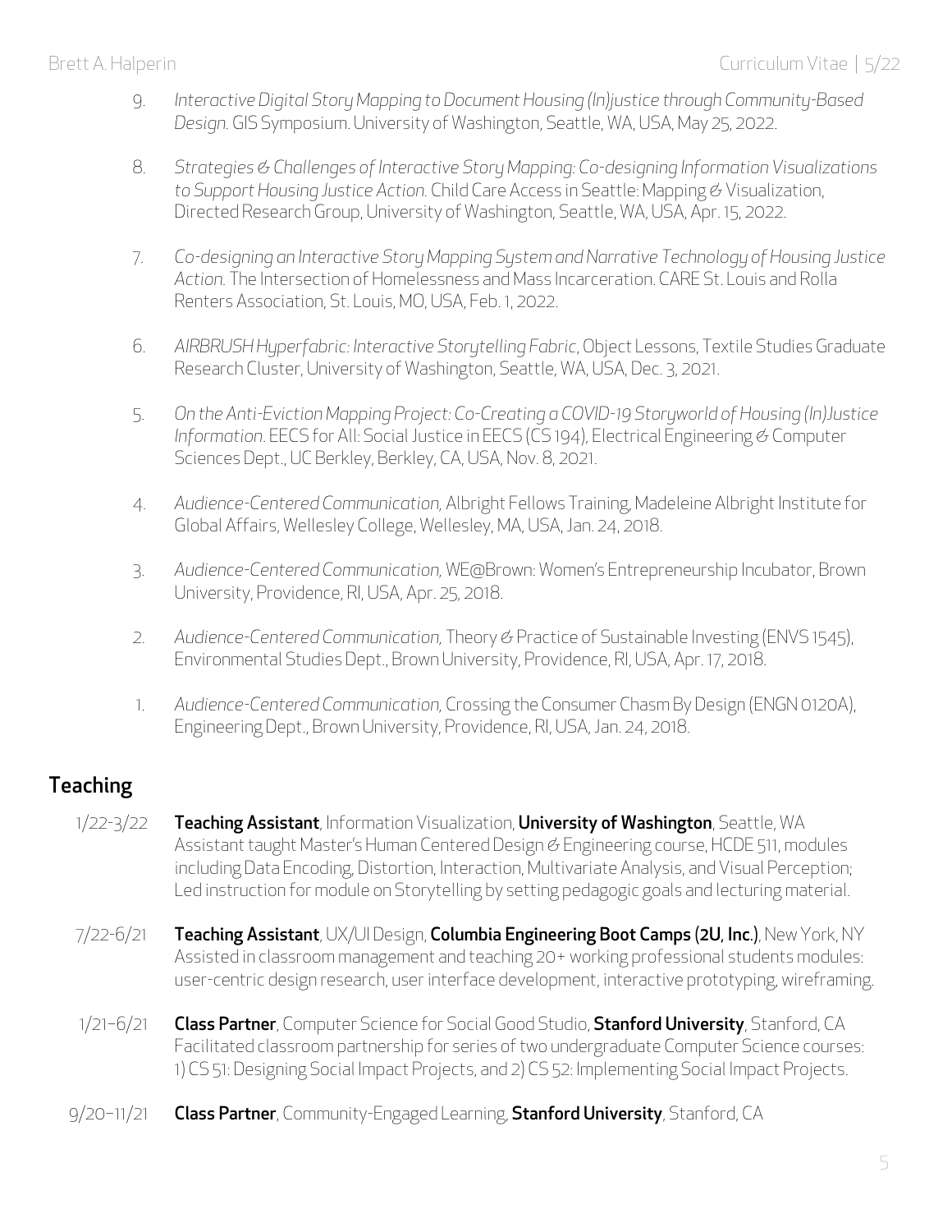9. *Interactive Digital Story Mapping to Document Housing (In)justice through Community-Based Design.* GIS Symposium. University of Washington, Seattle, WA, USA, May 25, 2022.

8. *Strategies & Challenges of Interactive Story Mapping: Co-designing Information Visualizations to Support Housing Justice Action.* Child Care Access in Seattle: Mapping & Visualization, Directed Research Group, University of Washington, Seattle, WA, USA, Apr. 15, 2022.

7. *Co-designing an Interactive Story Mapping System and Narrative Technology of Housing Justice Action.* The Intersection of Homelessness and Mass Incarceration. CARE St. Louis and Rolla Renters Association, St. Louis, MO, USA, Feb. 1, 2022.

6. *AIRBRUSH Hyperfabric: Interactive Storytelling Fabric*, Object Lessons, Textile Studies Graduate Research Cluster, University of Washington, Seattle, WA, USA, Dec. 3, 2021.

5. *On the Anti-Eviction Mapping Project: Co-Creating a COVID-19 Storyworld of Housing (In)Justice Information*. EECS for All: Social Justice in EECS (CS 194), Electrical Engineering & Computer Sciences Dept., UC Berkley, Berkley, CA, USA, Nov. 8, 2021.

4. *Audience-Centered Communication,* Albright Fellows Training, Madeleine Albright Institute for Global Affairs, Wellesley College, Wellesley, MA, USA, Jan. 24, 2018.

3. *Audience-Centered Communication,* WE@Brown: Women's Entrepreneurship Incubator, Brown University, Providence, RI, USA, Apr. 25, 2018.

2. *Audience-Centered Communication,* Theory & Practice of Sustainable Investing (ENVS 1545), Environmental Studies Dept., Brown University, Providence, RI, USA, Apr. 17, 2018.

1. *Audience-Centered Communication,* Crossing the Consumer Chasm By Design (ENGN 0120A), Engineering Dept., Brown University, Providence, RI, USA, Jan. 24, 2018.

## Teaching

1/22-3/22 **Teaching Assistant**, Information Visualization, **University of Washington**, Seattle, WA
Assistant taught Master's Human Centered Design & Engineering course, HCDE 511, modules including Data Encoding, Distortion, Interaction, Multivariate Analysis, and Visual Perception; Led instruction for module on Storytelling by setting pedagogic goals and lecturing material.

7/22-6/21 **Teaching Assistant**, UX/UI Design, **Columbia Engineering Boot Camps (2U, Inc.)**, New York, NY
Assisted in classroom management and teaching 20+ working professional students modules: user-centric design research, user interface development, interactive prototyping, wireframing.

1/21–6/21 **Class Partner**, Computer Science for Social Good Studio, **Stanford University**, Stanford, CA
Facilitated classroom partnership for series of two undergraduate Computer Science courses: 1) CS 51: Designing Social Impact Projects, and 2) CS 52: Implementing Social Impact Projects.

9/20–11/21 **Class Partner**, Community-Engaged Learning, **Stanford University**, Stanford, CA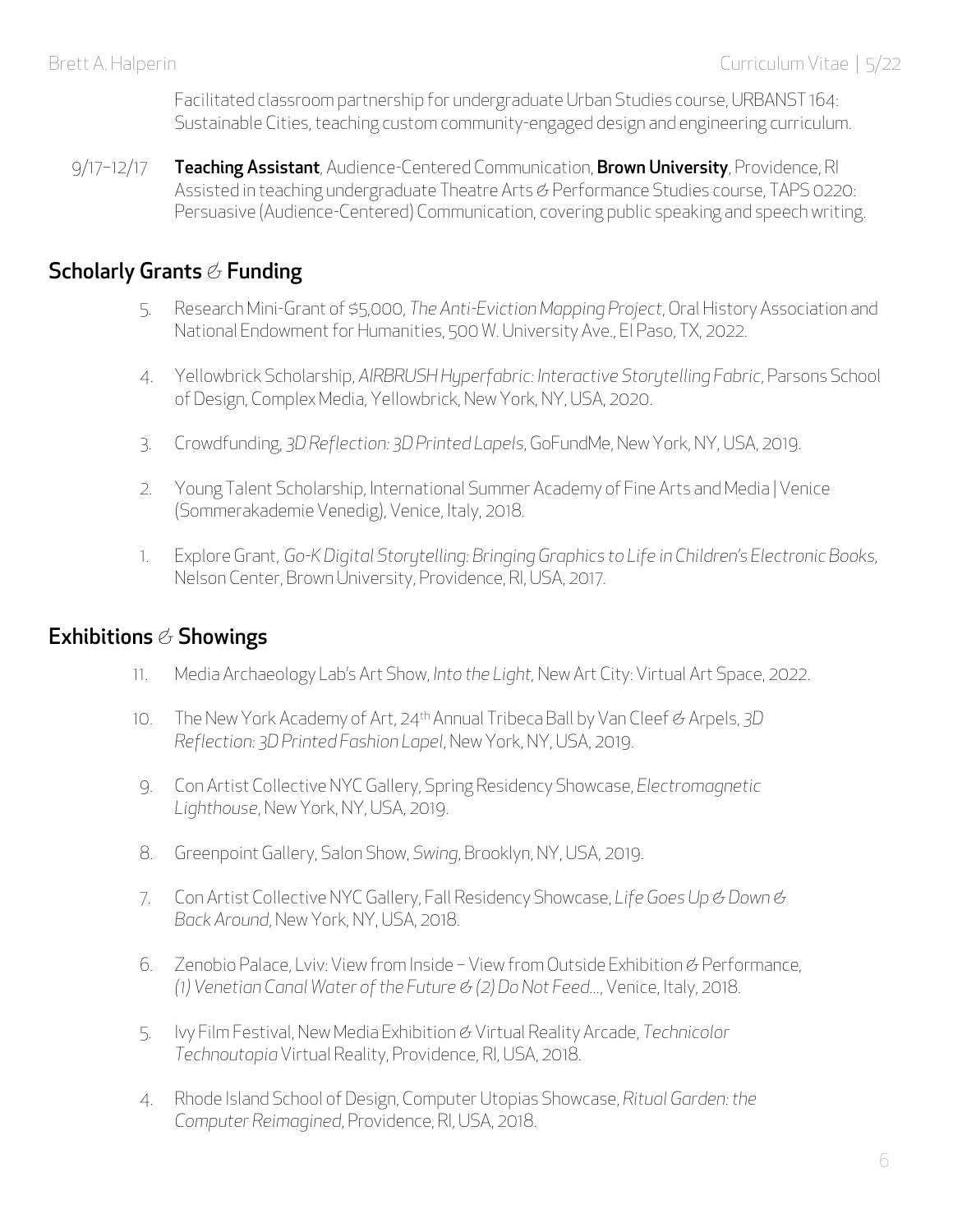Facilitated classroom partnership for undergraduate Urban Studies course, URBANST 164: Sustainable Cities, teaching custom community-engaged design and engineering curriculum.

9/17–12/17 **Teaching Assistant**, Audience-Centered Communication, **Brown University**, Providence, RI
Assisted in teaching undergraduate Theatre Arts & Performance Studies course, TAPS 0220: Persuasive (Audience-Centered) Communication, covering public speaking and speech writing.

## Scholarly Grants & Funding

5. Research Mini-Grant of $5,000, *The Anti-Eviction Mapping Project*, Oral History Association and National Endowment for Humanities, 500 W. University Ave., El Paso, TX, 2022.

4. Yellowbrick Scholarship, *AIRBRUSH Hyperfabric: Interactive Storytelling Fabric*, Parsons School of Design, Complex Media, Yellowbrick, New York, NY, USA, 2020.

3. Crowdfunding, *3D Reflection: 3D Printed Lapels*, GoFundMe, New York, NY, USA, 2019.

2. Young Talent Scholarship, International Summer Academy of Fine Arts and Media | Venice (Sommerakademie Venedig), Venice, Italy, 2018.

1. Explore Grant, *Go-K Digital Storytelling: Bringing Graphics to Life in Children's Electronic Books,* Nelson Center, Brown University, Providence, RI, USA, 2017.

## Exhibitions & Showings

11. Media Archaeology Lab's Art Show, *Into the Light,* New Art City: Virtual Art Space, 2022.

10. The New York Academy of Art, 24th Annual Tribeca Ball by Van Cleef & Arpels, *3D Reflection: 3D Printed Fashion Lapel*, New York, NY, USA, 2019.

9. Con Artist Collective NYC Gallery, Spring Residency Showcase, *Electromagnetic Lighthouse*, New York, NY, USA, 2019.

8. Greenpoint Gallery, Salon Show, *Swing*, Brooklyn, NY, USA, 2019.

7. Con Artist Collective NYC Gallery, Fall Residency Showcase, *Life Goes Up & Down & Back Around*, New York, NY, USA, 2018.

6. Zenobio Palace, Lviv: View from Inside – View from Outside Exhibition & Performance, *(1) Venetian Canal Water of the Future & (2) Do Not Feed…*, Venice, Italy, 2018.

5. Ivy Film Festival, New Media Exhibition & Virtual Reality Arcade, *Technicolor Technoutopia* Virtual Reality, Providence, RI, USA, 2018.

4. Rhode Island School of Design, Computer Utopias Showcase, *Ritual Garden: the Computer Reimagined*, Providence, RI, USA, 2018.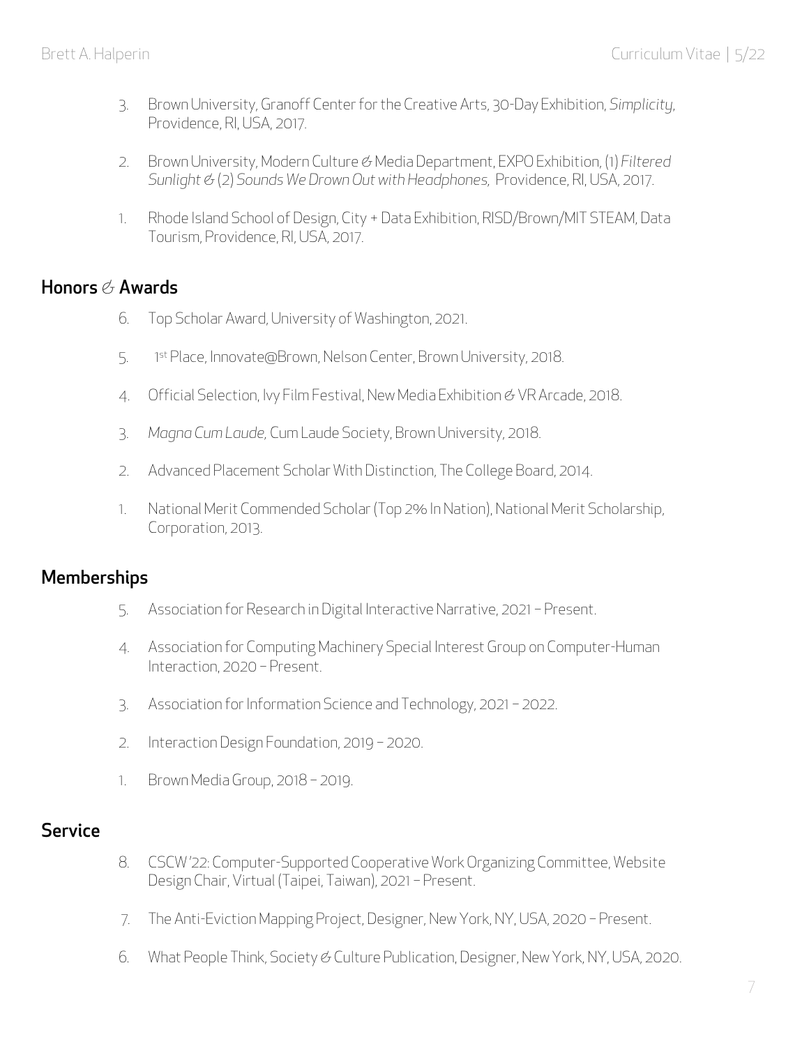3. Brown University, Granoff Center for the Creative Arts, 30-Day Exhibition, *Simplicity*, Providence, RI, USA, 2017.

2. Brown University, Modern Culture & Media Department, EXPO Exhibition, (1) *Filtered Sunlight* & (2) *Sounds We Drown Out with Headphones*, Providence, RI, USA, 2017.

1. Rhode Island School of Design, City + Data Exhibition, RISD/Brown/MIT STEAM, Data Tourism, Providence, RI, USA, 2017.

## Honors & Awards

6. Top Scholar Award, University of Washington, 2021.

5. 1st Place, Innovate@Brown, Nelson Center, Brown University, 2018.

4. Official Selection, Ivy Film Festival, New Media Exhibition & VR Arcade, 2018.

3. *Magna Cum Laude*, Cum Laude Society, Brown University, 2018.

2. Advanced Placement Scholar With Distinction, The College Board, 2014.

1. National Merit Commended Scholar (Top 2% In Nation), National Merit Scholarship, Corporation, 2013.

## Memberships

5. Association for Research in Digital Interactive Narrative, 2021 – Present.

4. Association for Computing Machinery Special Interest Group on Computer-Human Interaction, 2020 – Present.

3. Association for Information Science and Technology, 2021 – 2022.

2. Interaction Design Foundation, 2019 – 2020.

1. Brown Media Group, 2018 – 2019.

## Service

8. CSCW '22: Computer-Supported Cooperative Work Organizing Committee, Website Design Chair, Virtual (Taipei, Taiwan), 2021 – Present.

7. The Anti-Eviction Mapping Project, Designer, New York, NY, USA, 2020 – Present.

6. What People Think, Society & Culture Publication, Designer, New York, NY, USA, 2020.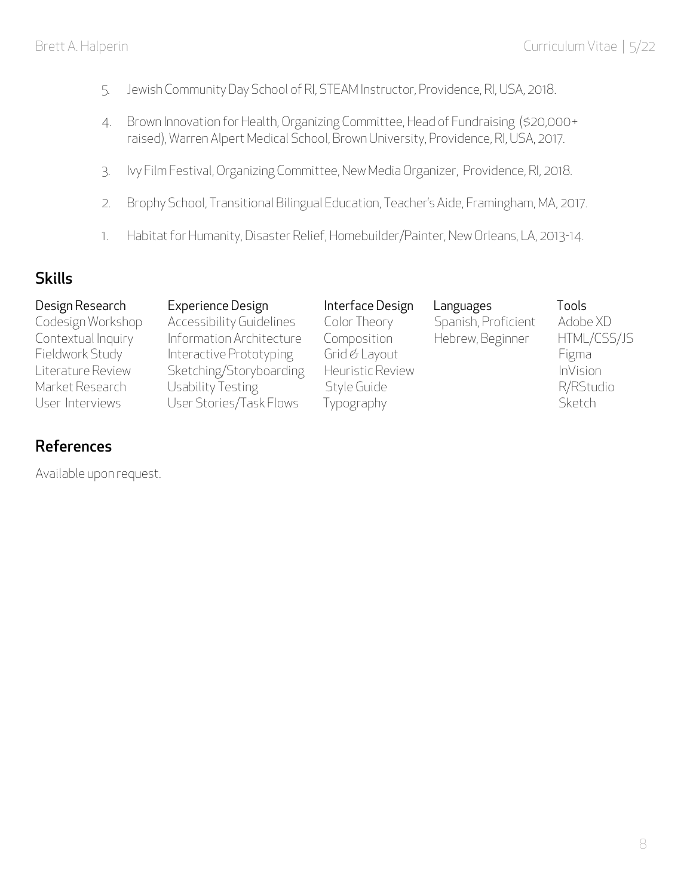5. Jewish Community Day School of RI, STEAM Instructor, Providence, RI, USA, 2018.

4. Brown Innovation for Health, Organizing Committee, Head of Fundraising ($20,000+ raised), Warren Alpert Medical School, Brown University, Providence, RI, USA, 2017.

3. Ivy Film Festival, Organizing Committee, New Media Organizer, Providence, RI, 2018.

2. Brophy School, Transitional Bilingual Education, Teacher's Aide, Framingham, MA, 2017.

1. Habitat for Humanity, Disaster Relief, Homebuilder/Painter, New Orleans, LA, 2013-14.

## Skills

| Design Research | Experience Design | Interface Design | Languages | Tools |
| --- | --- | --- | --- | --- |
| Codesign Workshop | Accessibility Guidelines | Color Theory | Spanish, Proficient | Adobe XD |
| Contextual Inquiry | Information Architecture | Composition | Hebrew, Beginner | HTML/CSS/JS |
| Fieldwork Study | Interactive Prototyping | Grid & Layout | | Figma |
| Literature Review | Sketching/Storyboarding | Heuristic Review | | InVision |
| Market Research | Usability Testing | Style Guide | | R/RStudio |
| User Interviews | User Stories/Task Flows | Typography | | Sketch |

## References

Available upon request.